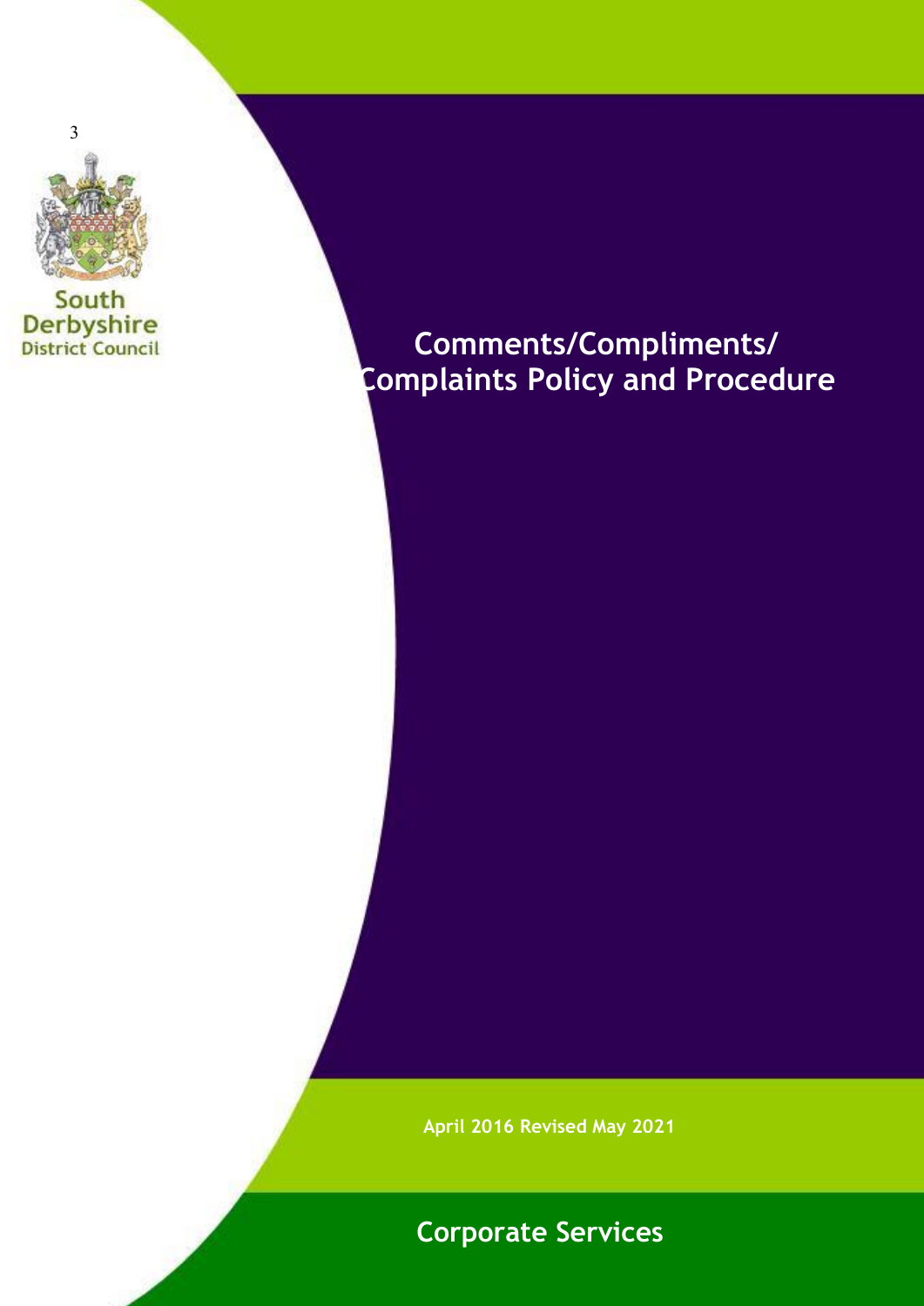South Derbyshire District Council

# Comments/Compliments/ Complaints Policy and Procedure

April 2016 Revised May 2021

Corporate Services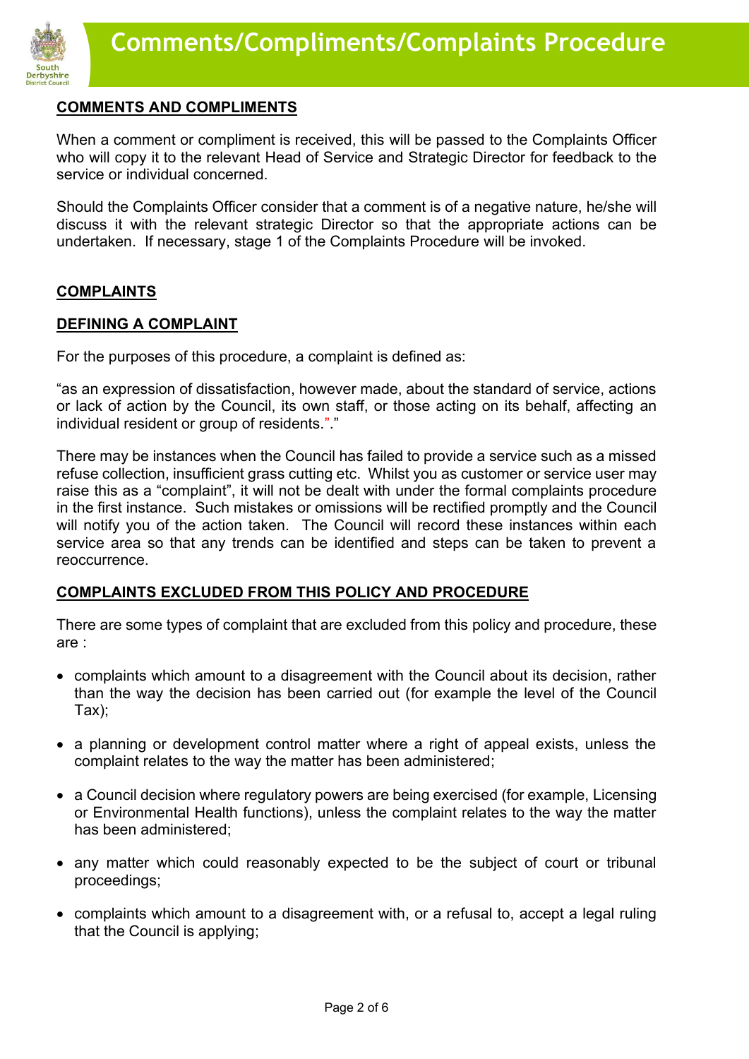# Comments/Compliments/Complaints Procedure

## COMMENTS AND COMPLIMENTS

When a comment or compliment is received, this will be passed to the Complaints Officer who will copy it to the relevant Head of Service and Strategic Director for feedback to the service or individual concerned.

Should the Complaints Officer consider that a comment is of a negative nature, he/she will discuss it with the relevant strategic Director so that the appropriate actions can be undertaken. If necessary, stage 1 of the Complaints Procedure will be invoked.

## COMPLAINTS

## DEFINING A COMPLAINT

For the purposes of this procedure, a complaint is defined as:

"as an expression of dissatisfaction, however made, about the standard of service, actions or lack of action by the Council, its own staff, or those acting on its behalf, affecting an individual resident or group of residents."."

There may be instances when the Council has failed to provide a service such as a missed refuse collection, insufficient grass cutting etc. Whilst you as customer or service user may raise this as a "complaint", it will not be dealt with under the formal complaints procedure in the first instance. Such mistakes or omissions will be rectified promptly and the Council will notify you of the action taken. The Council will record these instances within each service area so that any trends can be identified and steps can be taken to prevent a reoccurrence.

## COMPLAINTS EXCLUDED FROM THIS POLICY AND PROCEDURE

There are some types of complaint that are excluded from this policy and procedure, these are :

- complaints which amount to a disagreement with the Council about its decision, rather than the way the decision has been carried out (for example the level of the Council Tax);
- a planning or development control matter where a right of appeal exists, unless the complaint relates to the way the matter has been administered;
- a Council decision where regulatory powers are being exercised (for example, Licensing or Environmental Health functions), unless the complaint relates to the way the matter has been administered;
- any matter which could reasonably expected to be the subject of court or tribunal proceedings;
- complaints which amount to a disagreement with, or a refusal to, accept a legal ruling that the Council is applying;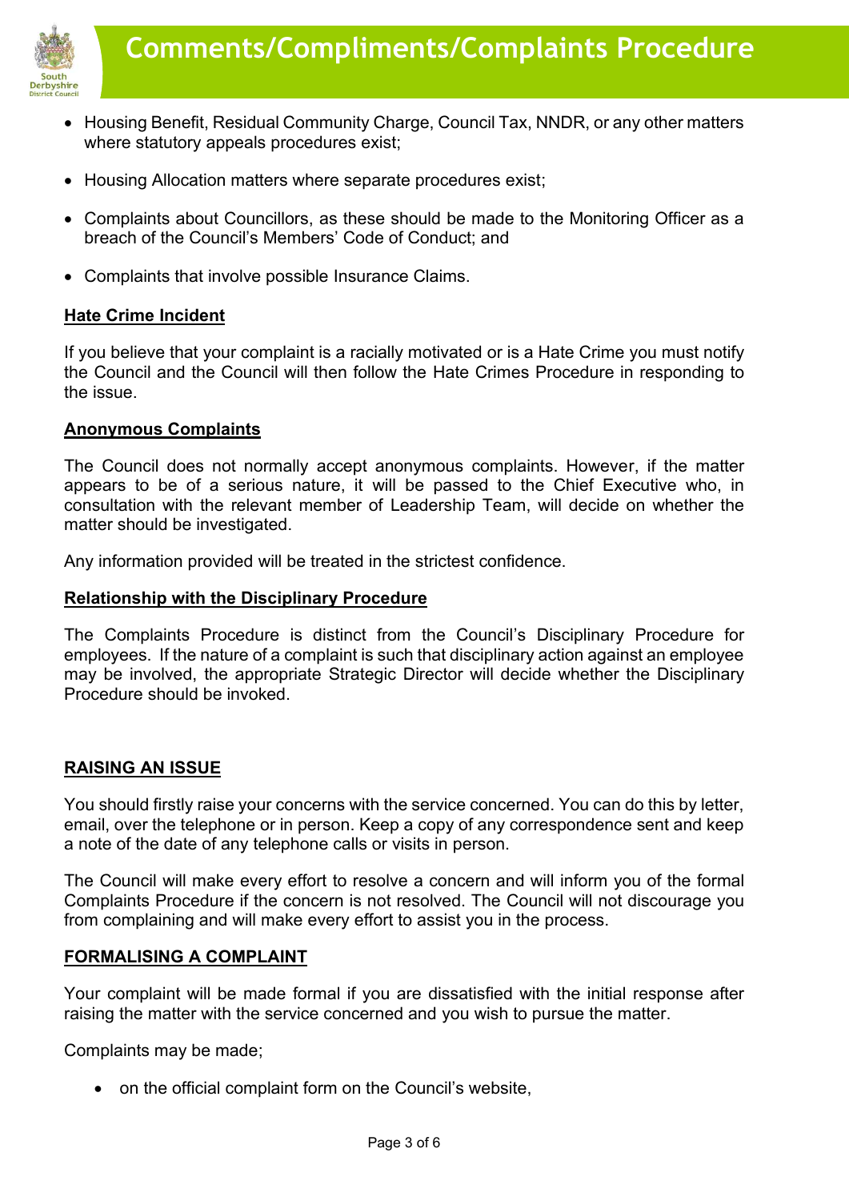- Housing Benefit, Residual Community Charge, Council Tax, NNDR, or any other matters where statutory appeals procedures exist;
- Housing Allocation matters where separate procedures exist;
- Complaints about Councillors, as these should be made to the Monitoring Officer as a breach of the Council's Members' Code of Conduct; and
- Complaints that involve possible Insurance Claims.

**Hate Crime Incident**

If you believe that your complaint is a racially motivated or is a Hate Crime you must notify the Council and the Council will then follow the Hate Crimes Procedure in responding to the issue.

**Anonymous Complaints**

The Council does not normally accept anonymous complaints. However, if the matter appears to be of a serious nature, it will be passed to the Chief Executive who, in consultation with the relevant member of Leadership Team, will decide on whether the matter should be investigated.

Any information provided will be treated in the strictest confidence.

**Relationship with the Disciplinary Procedure**

The Complaints Procedure is distinct from the Council's Disciplinary Procedure for employees. If the nature of a complaint is such that disciplinary action against an employee may be involved, the appropriate Strategic Director will decide whether the Disciplinary Procedure should be invoked.

## RAISING AN ISSUE

You should firstly raise your concerns with the service concerned. You can do this by letter, email, over the telephone or in person. Keep a copy of any correspondence sent and keep a note of the date of any telephone calls or visits in person.

The Council will make every effort to resolve a concern and will inform you of the formal Complaints Procedure if the concern is not resolved. The Council will not discourage you from complaining and will make every effort to assist you in the process.

## FORMALISING A COMPLAINT

Your complaint will be made formal if you are dissatisfied with the initial response after raising the matter with the service concerned and you wish to pursue the matter.

Complaints may be made;

- on the official complaint form on the Council's website,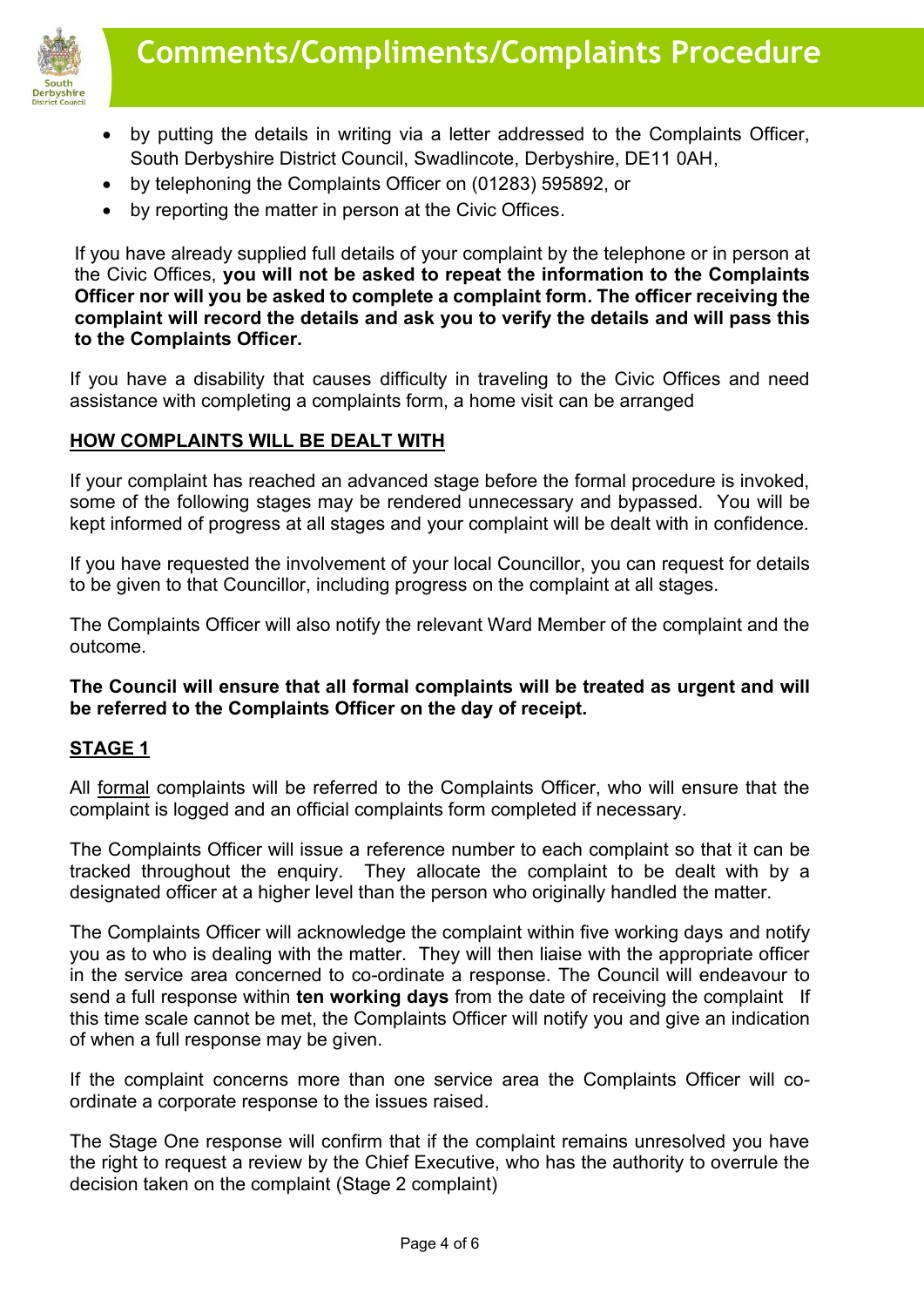- by putting the details in writing via a letter addressed to the Complaints Officer, South Derbyshire District Council, Swadlincote, Derbyshire, DE11 0AH,
- by telephoning the Complaints Officer on (01283) 595892, or
- by reporting the matter in person at the Civic Offices.

If you have already supplied full details of your complaint by the telephone or in person at the Civic Offices, **you will not be asked to repeat the information to the Complaints Officer nor will you be asked to complete a complaint form. The officer receiving the complaint will record the details and ask you to verify the details and will pass this to the Complaints Officer.**

If you have a disability that causes difficulty in traveling to the Civic Offices and need assistance with completing a complaints form, a home visit can be arranged

## HOW COMPLAINTS WILL BE DEALT WITH

If your complaint has reached an advanced stage before the formal procedure is invoked, some of the following stages may be rendered unnecessary and bypassed. You will be kept informed of progress at all stages and your complaint will be dealt with in confidence.

If you have requested the involvement of your local Councillor, you can request for details to be given to that Councillor, including progress on the complaint at all stages.

The Complaints Officer will also notify the relevant Ward Member of the complaint and the outcome.

**The Council will ensure that all formal complaints will be treated as urgent and will be referred to the Complaints Officer on the day of receipt.**

## STAGE 1

All formal complaints will be referred to the Complaints Officer, who will ensure that the complaint is logged and an official complaints form completed if necessary.

The Complaints Officer will issue a reference number to each complaint so that it can be tracked throughout the enquiry. They allocate the complaint to be dealt with by a designated officer at a higher level than the person who originally handled the matter.

The Complaints Officer will acknowledge the complaint within five working days and notify you as to who is dealing with the matter. They will then liaise with the appropriate officer in the service area concerned to co-ordinate a response. The Council will endeavour to send a full response within **ten working days** from the date of receiving the complaint If this time scale cannot be met, the Complaints Officer will notify you and give an indication of when a full response may be given.

If the complaint concerns more than one service area the Complaints Officer will co-ordinate a corporate response to the issues raised.

The Stage One response will confirm that if the complaint remains unresolved you have the right to request a review by the Chief Executive, who has the authority to overrule the decision taken on the complaint (Stage 2 complaint)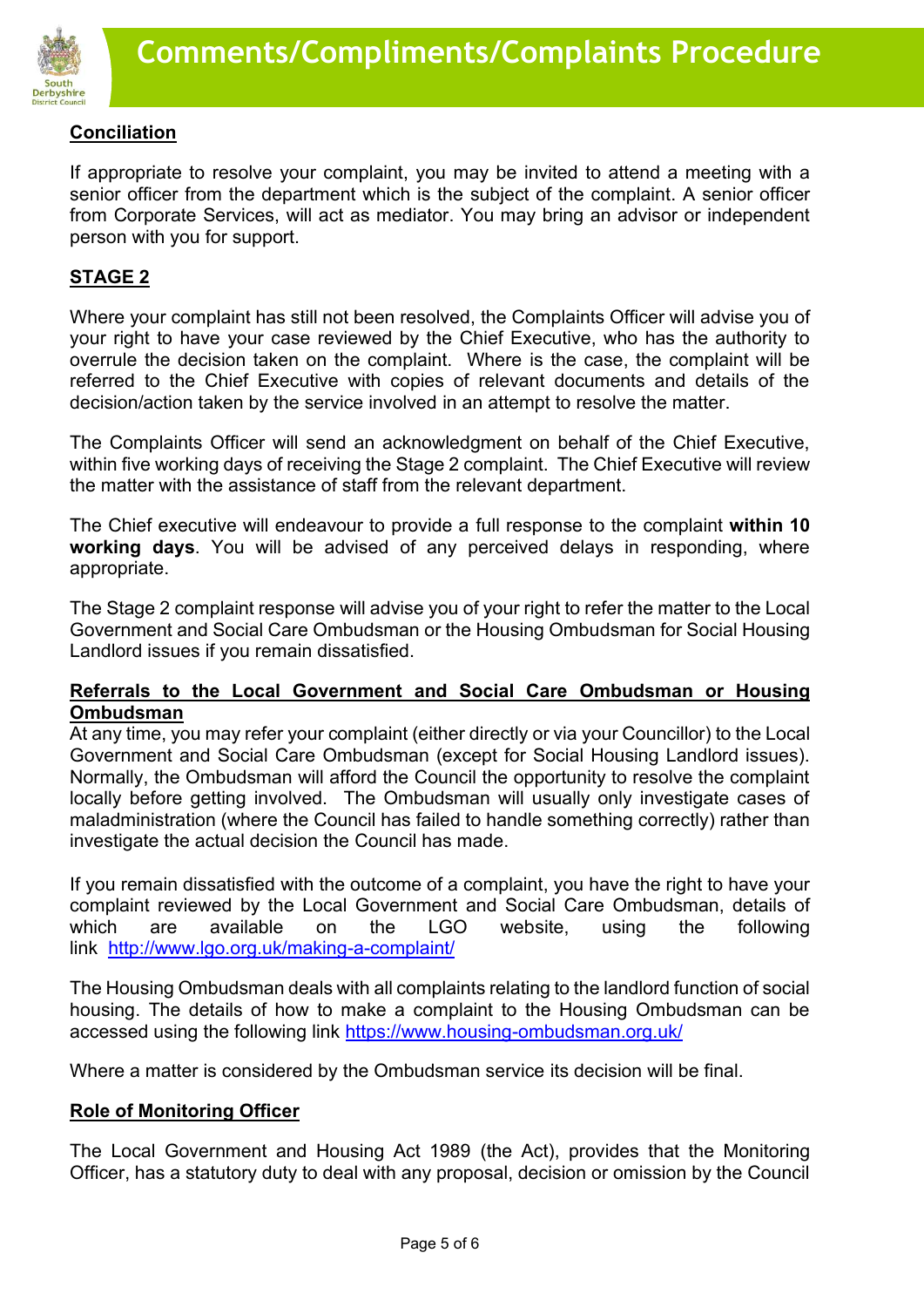## Conciliation

If appropriate to resolve your complaint, you may be invited to attend a meeting with a senior officer from the department which is the subject of the complaint. A senior officer from Corporate Services, will act as mediator. You may bring an advisor or independent person with you for support.

## STAGE 2

Where your complaint has still not been resolved, the Complaints Officer will advise you of your right to have your case reviewed by the Chief Executive, who has the authority to overrule the decision taken on the complaint. Where is the case, the complaint will be referred to the Chief Executive with copies of relevant documents and details of the decision/action taken by the service involved in an attempt to resolve the matter.

The Complaints Officer will send an acknowledgment on behalf of the Chief Executive, within five working days of receiving the Stage 2 complaint. The Chief Executive will review the matter with the assistance of staff from the relevant department.

The Chief executive will endeavour to provide a full response to the complaint **within 10 working days**. You will be advised of any perceived delays in responding, where appropriate.

The Stage 2 complaint response will advise you of your right to refer the matter to the Local Government and Social Care Ombudsman or the Housing Ombudsman for Social Housing Landlord issues if you remain dissatisfied.

## Referrals to the Local Government and Social Care Ombudsman or Housing Ombudsman

At any time, you may refer your complaint (either directly or via your Councillor) to the Local Government and Social Care Ombudsman (except for Social Housing Landlord issues). Normally, the Ombudsman will afford the Council the opportunity to resolve the complaint locally before getting involved. The Ombudsman will usually only investigate cases of maladministration (where the Council has failed to handle something correctly) rather than investigate the actual decision the Council has made.

If you remain dissatisfied with the outcome of a complaint, you have the right to have your complaint reviewed by the Local Government and Social Care Ombudsman, details of which are available on the LGO website, using the following link http://www.lgo.org.uk/making-a-complaint/

The Housing Ombudsman deals with all complaints relating to the landlord function of social housing. The details of how to make a complaint to the Housing Ombudsman can be accessed using the following link https://www.housing-ombudsman.org.uk/

Where a matter is considered by the Ombudsman service its decision will be final.

## Role of Monitoring Officer

The Local Government and Housing Act 1989 (the Act), provides that the Monitoring Officer, has a statutory duty to deal with any proposal, decision or omission by the Council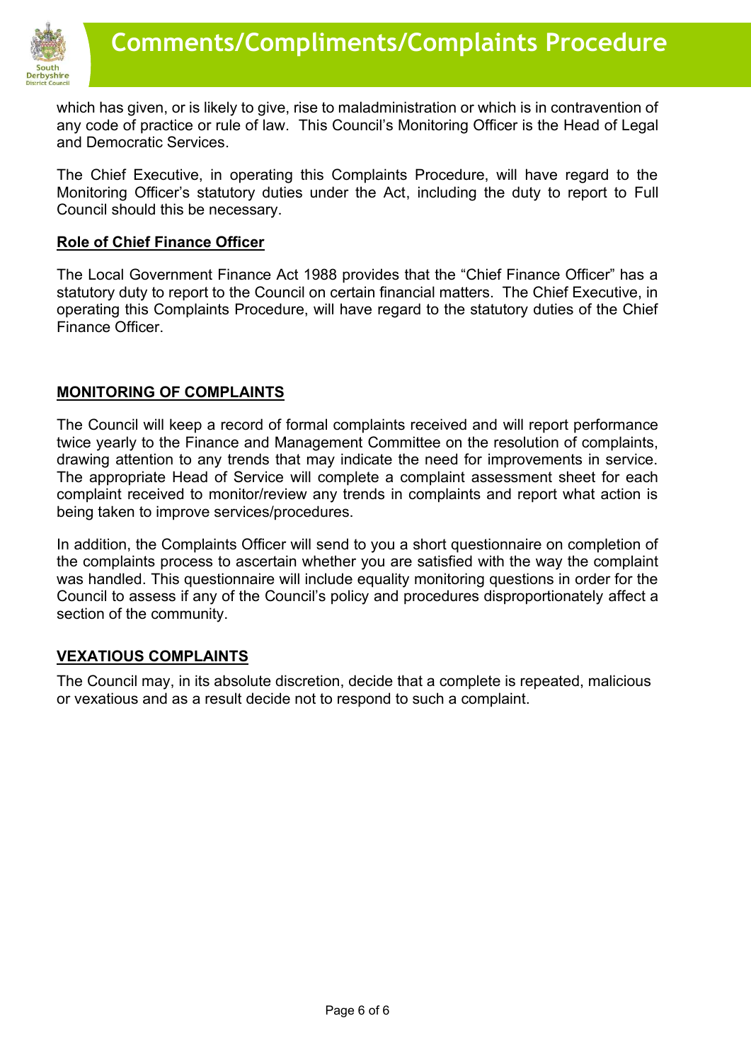which has given, or is likely to give, rise to maladministration or which is in contravention of any code of practice or rule of law. This Council's Monitoring Officer is the Head of Legal and Democratic Services.

The Chief Executive, in operating this Complaints Procedure, will have regard to the Monitoring Officer's statutory duties under the Act, including the duty to report to Full Council should this be necessary.

**Role of Chief Finance Officer**

The Local Government Finance Act 1988 provides that the "Chief Finance Officer" has a statutory duty to report to the Council on certain financial matters. The Chief Executive, in operating this Complaints Procedure, will have regard to the statutory duties of the Chief Finance Officer.

## MONITORING OF COMPLAINTS

The Council will keep a record of formal complaints received and will report performance twice yearly to the Finance and Management Committee on the resolution of complaints, drawing attention to any trends that may indicate the need for improvements in service. The appropriate Head of Service will complete a complaint assessment sheet for each complaint received to monitor/review any trends in complaints and report what action is being taken to improve services/procedures.

In addition, the Complaints Officer will send to you a short questionnaire on completion of the complaints process to ascertain whether you are satisfied with the way the complaint was handled. This questionnaire will include equality monitoring questions in order for the Council to assess if any of the Council's policy and procedures disproportionately affect a section of the community.

## VEXATIOUS COMPLAINTS

The Council may, in its absolute discretion, decide that a complete is repeated, malicious or vexatious and as a result decide not to respond to such a complaint.